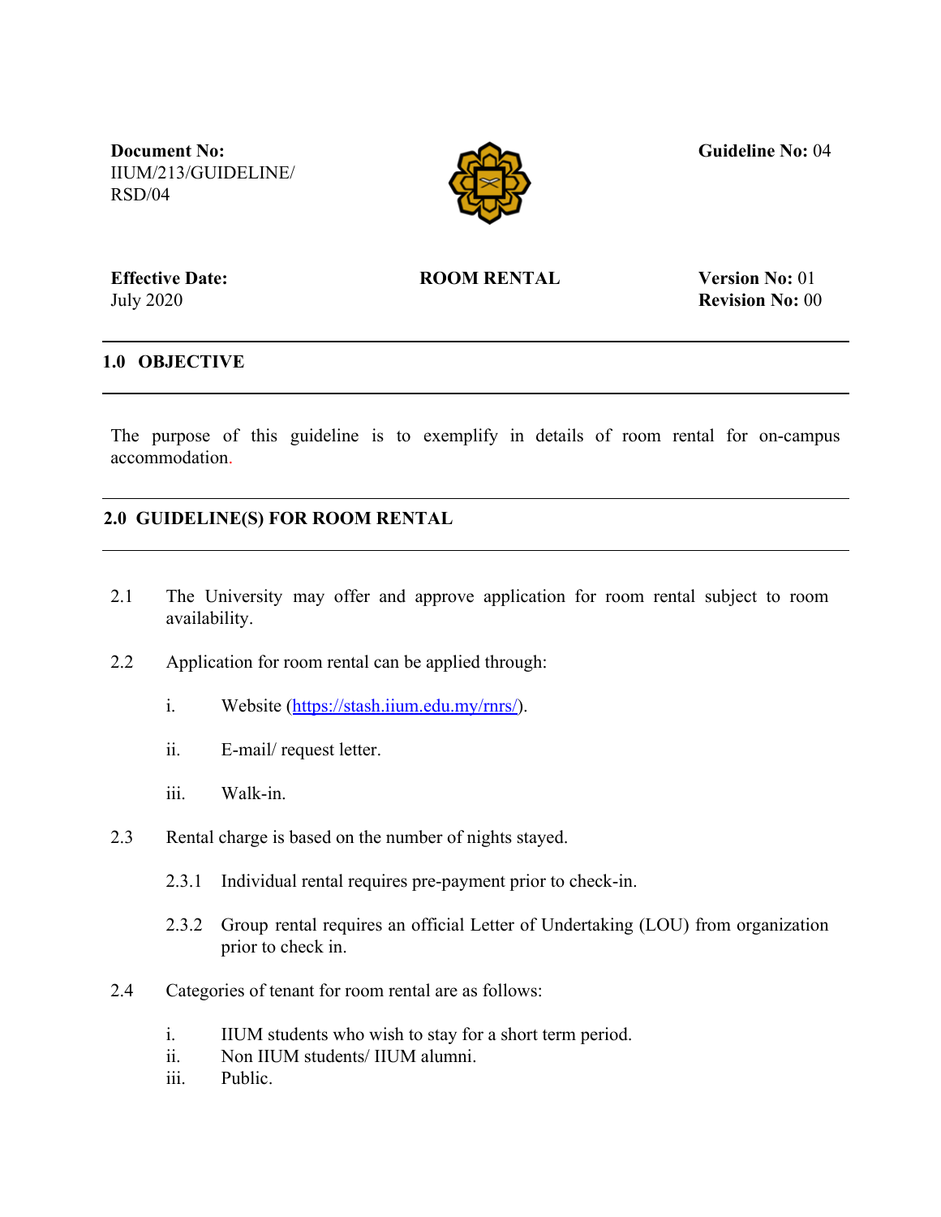**Document No:** IIUM/213/GUIDELINE/RSD/04

**Guideline No:** 04

**Effective Date:** July 2020

**ROOM RENTAL**

**Version No:** 01
**Revision No:** 00

## 1.0 OBJECTIVE

The purpose of this guideline is to exemplify in details of room rental for on-campus accommodation.

## 2.0 GUIDELINE(S) FOR ROOM RENTAL

2.1 The University may offer and approve application for room rental subject to room availability.

2.2 Application for room rental can be applied through:

i. Website (https://stash.iium.edu.my/rnrs/).

ii. E-mail/ request letter.

iii. Walk-in.

2.3 Rental charge is based on the number of nights stayed.

2.3.1 Individual rental requires pre-payment prior to check-in.

2.3.2 Group rental requires an official Letter of Undertaking (LOU) from organization prior to check in.

2.4 Categories of tenant for room rental are as follows:

i. IIUM students who wish to stay for a short term period.
ii. Non IIUM students/ IIUM alumni.
iii. Public.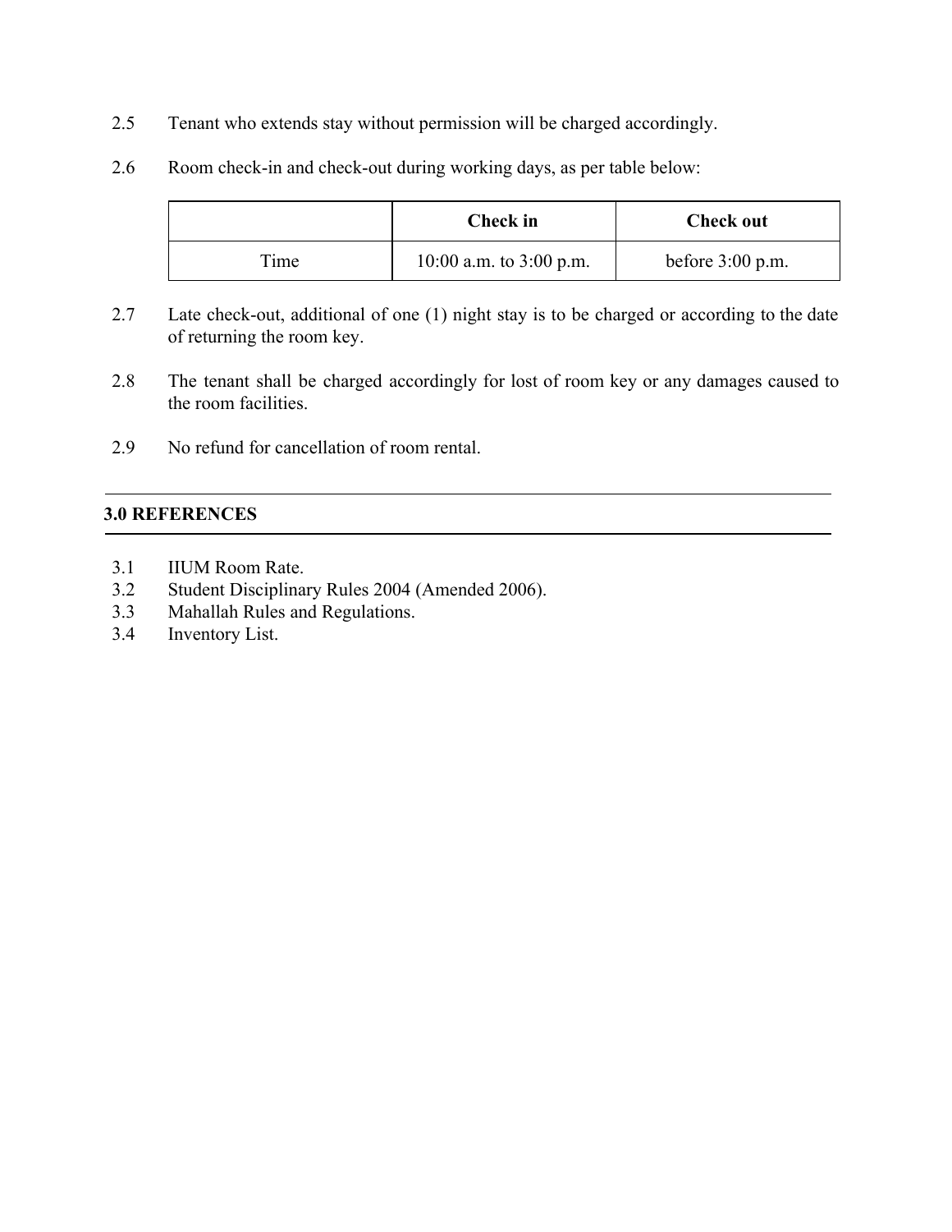2.5 Tenant who extends stay without permission will be charged accordingly.

2.6 Room check-in and check-out during working days, as per table below:

| | Check in | Check out |
|---|---|---|
| Time | 10:00 a.m. to 3:00 p.m. | before 3:00 p.m. |

2.7 Late check-out, additional of one (1) night stay is to be charged or according to the date of returning the room key.

2.8 The tenant shall be charged accordingly for lost of room key or any damages caused to the room facilities.

2.9 No refund for cancellation of room rental.

## 3.0 REFERENCES

3.1 IIUM Room Rate.
3.2 Student Disciplinary Rules 2004 (Amended 2006).
3.3 Mahallah Rules and Regulations.
3.4 Inventory List.